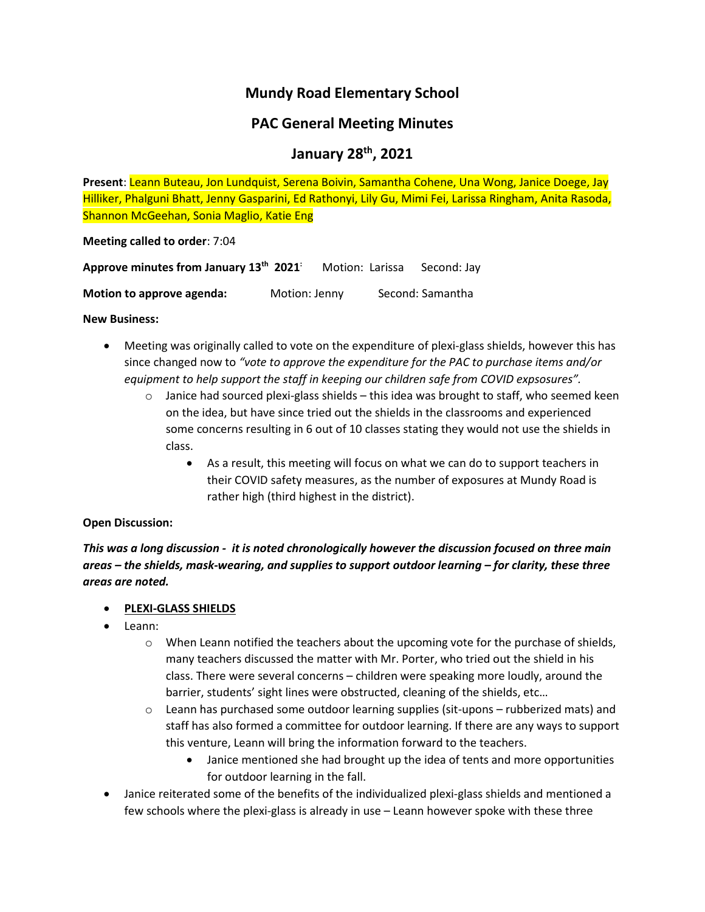# Mundy Road Elementary School

## PAC General Meeting Minutes

## January 28th, 2021

**Present**: Leann Buteau, Jon Lundquist, Serena Boivin, Samantha Cohene, Una Wong, Janice Doege, Jay Hilliker, Phalguni Bhatt, Jenny Gasparini, Ed Rathonyi, Lily Gu, Mimi Fei, Larissa Ringham, Anita Rasoda, Shannon McGeehan, Sonia Maglio, Katie Eng

**Meeting called to order**: 7:04

**Approve minutes from January 13th 2021** Motion: Larissa Second: Jay

**Motion to approve agenda:** Motion: Jenny Second: Samantha

**New Business:**

- Meeting was originally called to vote on the expenditure of plexi-glass shields, however this has since changed now to *"vote to approve the expenditure for the PAC to purchase items and/or equipment to help support the staff in keeping our children safe from COVID expsosures"*.
  - Janice had sourced plexi-glass shields – this idea was brought to staff, who seemed keen on the idea, but have since tried out the shields in the classrooms and experienced some concerns resulting in 6 out of 10 classes stating they would not use the shields in class.
    - As a result, this meeting will focus on what we can do to support teachers in their COVID safety measures, as the number of exposures at Mundy Road is rather high (third highest in the district).

**Open Discussion:**

***This was a long discussion - it is noted chronologically however the discussion focused on three main areas – the shields, mask-wearing, and supplies to support outdoor learning – for clarity, these three areas are noted.***

- **PLEXI-GLASS SHIELDS**
- Leann:
  - When Leann notified the teachers about the upcoming vote for the purchase of shields, many teachers discussed the matter with Mr. Porter, who tried out the shield in his class. There were several concerns – children were speaking more loudly, around the barrier, students' sight lines were obstructed, cleaning of the shields, etc…
  - Leann has purchased some outdoor learning supplies (sit-upons – rubberized mats) and staff has also formed a committee for outdoor learning. If there are any ways to support this venture, Leann will bring the information forward to the teachers.
    - Janice mentioned she had brought up the idea of tents and more opportunities for outdoor learning in the fall.
- Janice reiterated some of the benefits of the individualized plexi-glass shields and mentioned a few schools where the plexi-glass is already in use – Leann however spoke with these three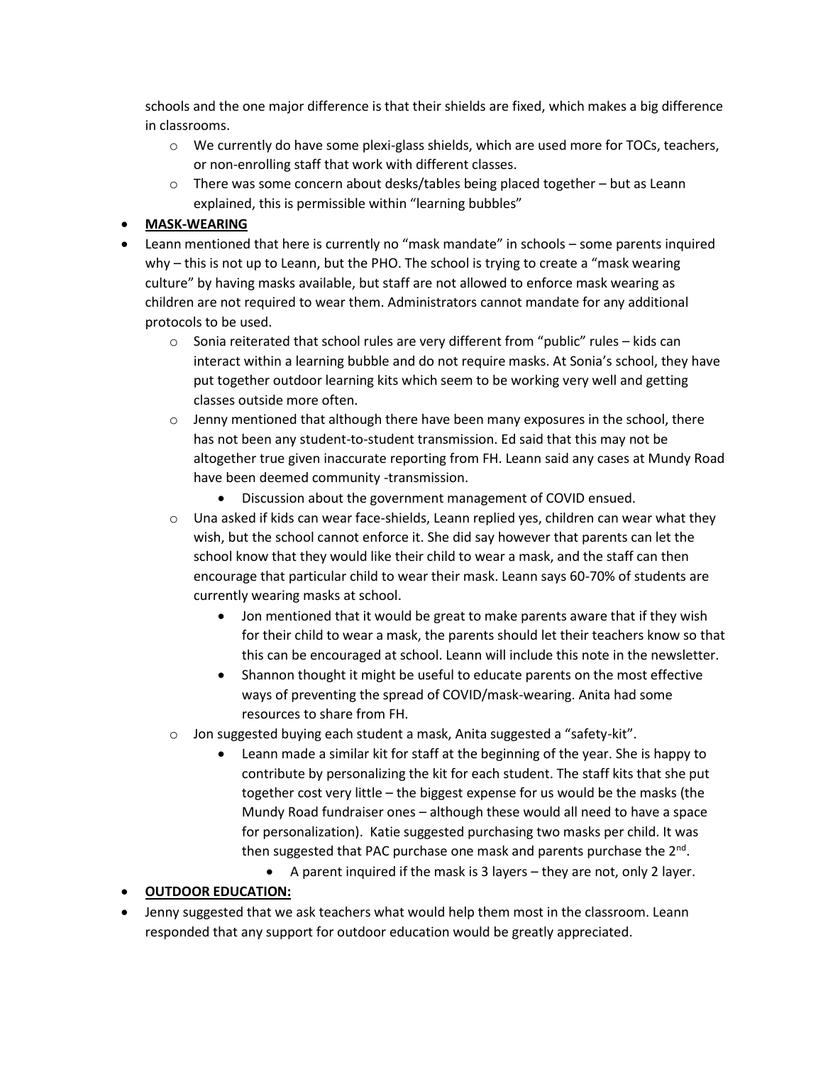schools and the one major difference is that their shields are fixed, which makes a big difference in classrooms.

  - We currently do have some plexi-glass shields, which are used more for TOCs, teachers, or non-enrolling staff that work with different classes.
  - There was some concern about desks/tables being placed together – but as Leann explained, this is permissible within "learning bubbles"

- **MASK-WEARING**
- Leann mentioned that here is currently no "mask mandate" in schools – some parents inquired why – this is not up to Leann, but the PHO. The school is trying to create a "mask wearing culture" by having masks available, but staff are not allowed to enforce mask wearing as children are not required to wear them. Administrators cannot mandate for any additional protocols to be used.
  - Sonia reiterated that school rules are very different from "public" rules – kids can interact within a learning bubble and do not require masks. At Sonia's school, they have put together outdoor learning kits which seem to be working very well and getting classes outside more often.
  - Jenny mentioned that although there have been many exposures in the school, there has not been any student-to-student transmission. Ed said that this may not be altogether true given inaccurate reporting from FH. Leann said any cases at Mundy Road have been deemed community -transmission.
    - Discussion about the government management of COVID ensued.
  - Una asked if kids can wear face-shields, Leann replied yes, children can wear what they wish, but the school cannot enforce it. She did say however that parents can let the school know that they would like their child to wear a mask, and the staff can then encourage that particular child to wear their mask. Leann says 60-70% of students are currently wearing masks at school.
    - Jon mentioned that it would be great to make parents aware that if they wish for their child to wear a mask, the parents should let their teachers know so that this can be encouraged at school. Leann will include this note in the newsletter.
    - Shannon thought it might be useful to educate parents on the most effective ways of preventing the spread of COVID/mask-wearing. Anita had some resources to share from FH.
  - Jon suggested buying each student a mask, Anita suggested a "safety-kit".
    - Leann made a similar kit for staff at the beginning of the year. She is happy to contribute by personalizing the kit for each student. The staff kits that she put together cost very little – the biggest expense for us would be the masks (the Mundy Road fundraiser ones – although these would all need to have a space for personalization). Katie suggested purchasing two masks per child. It was then suggested that PAC purchase one mask and parents purchase the 2nd.
      - A parent inquired if the mask is 3 layers – they are not, only 2 layer.

- **OUTDOOR EDUCATION:**
- Jenny suggested that we ask teachers what would help them most in the classroom. Leann responded that any support for outdoor education would be greatly appreciated.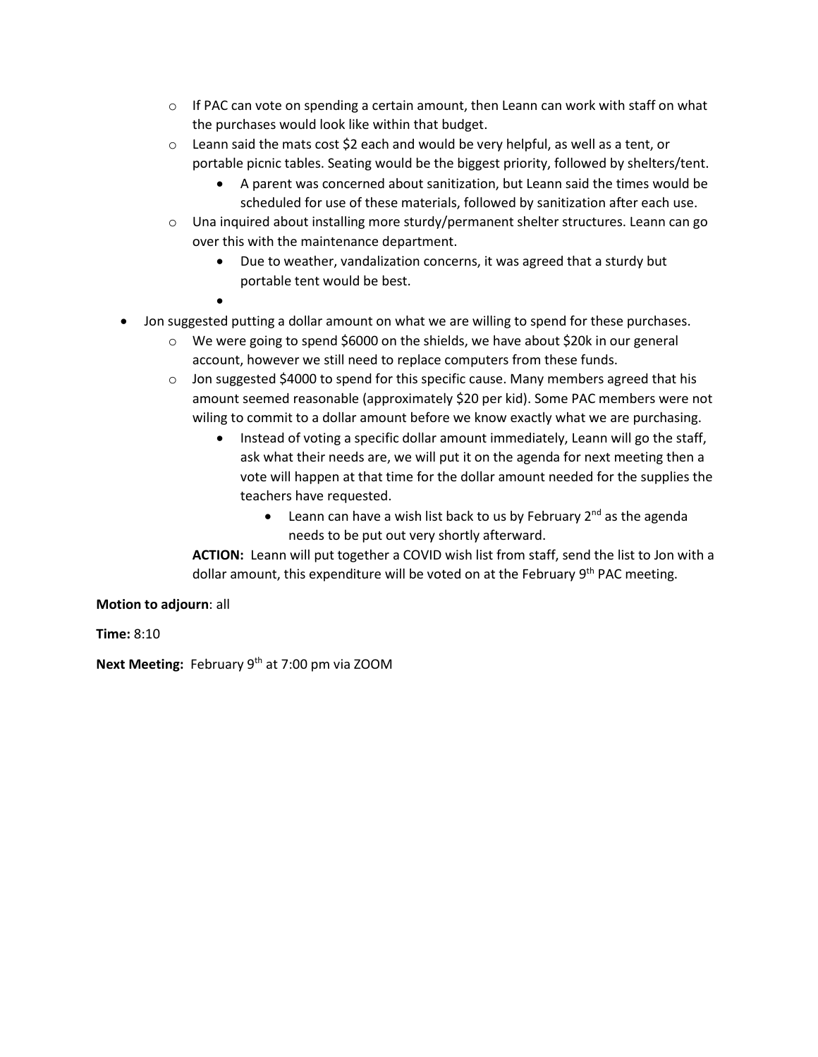- If PAC can vote on spending a certain amount, then Leann can work with staff on what the purchases would look like within that budget.
  - Leann said the mats cost $2 each and would be very helpful, as well as a tent, or portable picnic tables. Seating would be the biggest priority, followed by shelters/tent.
    - A parent was concerned about sanitization, but Leann said the times would be scheduled for use of these materials, followed by sanitization after each use.
  - Una inquired about installing more sturdy/permanent shelter structures. Leann can go over this with the maintenance department.
    - Due to weather, vandalization concerns, it was agreed that a sturdy but portable tent would be best.
    - 
- Jon suggested putting a dollar amount on what we are willing to spend for these purchases.
  - We were going to spend $6000 on the shields, we have about $20k in our general account, however we still need to replace computers from these funds.
  - Jon suggested $4000 to spend for this specific cause. Many members agreed that his amount seemed reasonable (approximately $20 per kid). Some PAC members were not wiling to commit to a dollar amount before we know exactly what we are purchasing.
    - Instead of voting a specific dollar amount immediately, Leann will go the staff, ask what their needs are, we will put it on the agenda for next meeting then a vote will happen at that time for the dollar amount needed for the supplies the teachers have requested.
      - Leann can have a wish list back to us by February 2nd as the agenda needs to be put out very shortly afterward.

  **ACTION:** Leann will put together a COVID wish list from staff, send the list to Jon with a dollar amount, this expenditure will be voted on at the February 9th PAC meeting.

**Motion to adjourn**: all

**Time:** 8:10

**Next Meeting:** February 9th at 7:00 pm via ZOOM